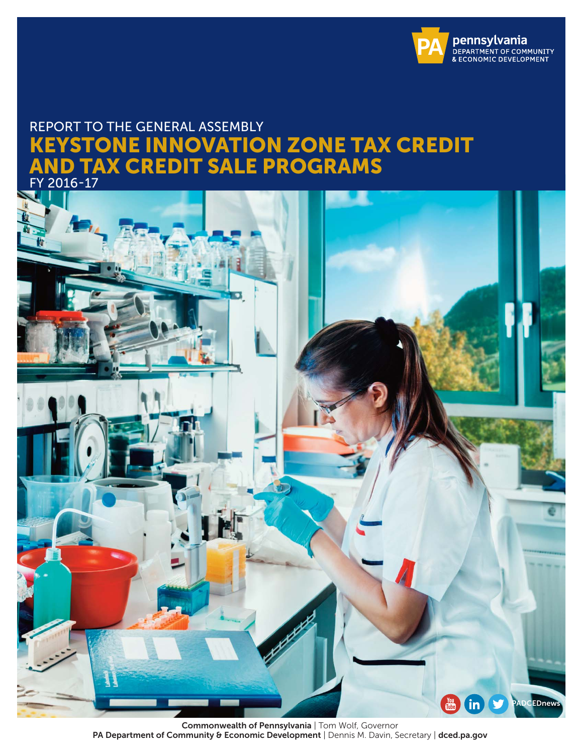pennsylvania
DEPARTMENT OF COMMUNITY & ECONOMIC DEVELOPMENT

REPORT TO THE GENERAL ASSEMBLY

# KEYSTONE INNOVATION ZONE TAX CREDIT AND TAX CREDIT SALE PROGRAMS

FY 2016-17

PADCEDnews

**Commonwealth of Pennsylvania** | Tom Wolf, Governor
**PA Department of Community & Economic Development** | Dennis M. Davin, Secretary | **dced.pa.gov**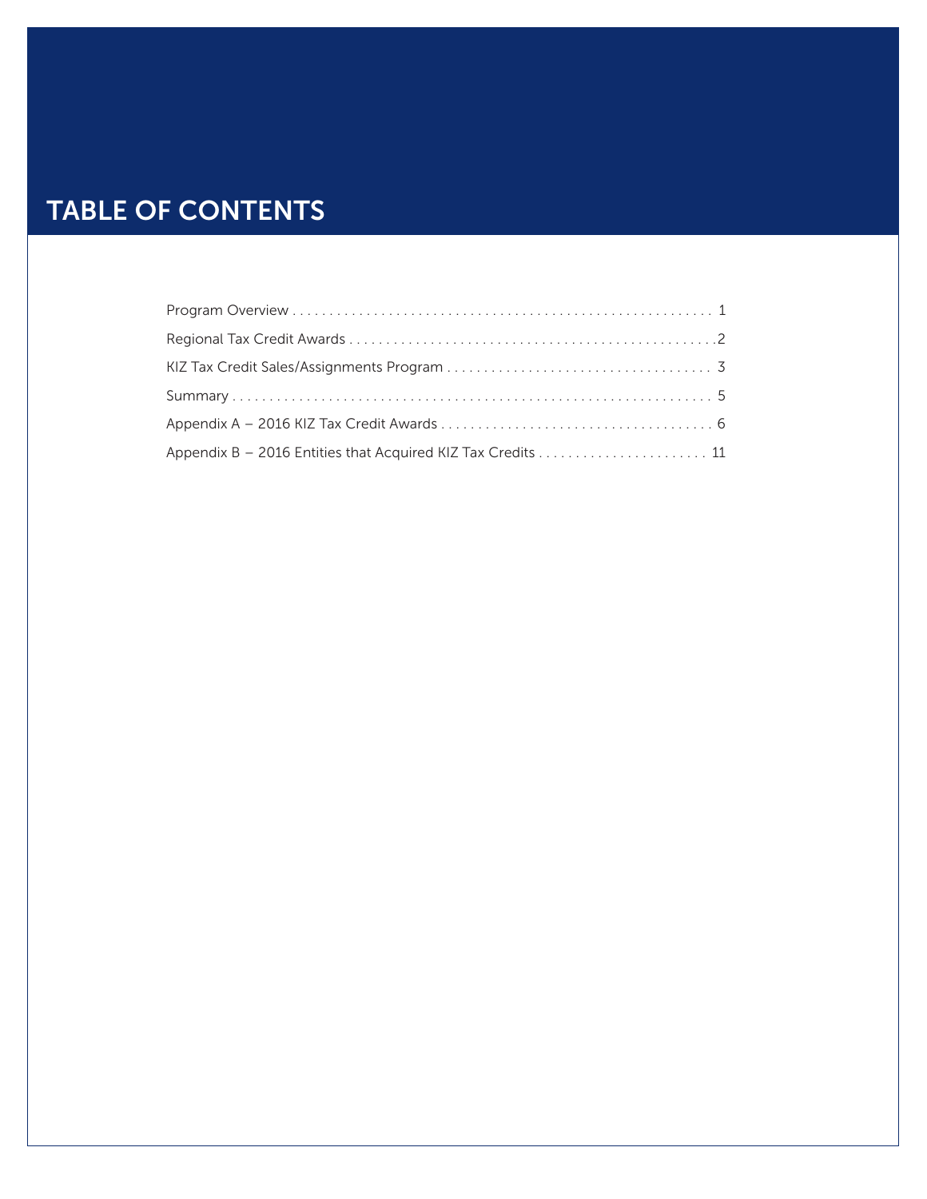# TABLE OF CONTENTS

Program Overview . . . . . . . . . . . . . . . . . . . . . . . . . . . . . . . . . . . . . . . . . . . . . . . . . . . . . . . . . 1

Regional Tax Credit Awards . . . . . . . . . . . . . . . . . . . . . . . . . . . . . . . . . . . . . . . . . . . . . . . . . . .2

KIZ Tax Credit Sales/Assignments Program . . . . . . . . . . . . . . . . . . . . . . . . . . . . . . . . . . . . 3

Summary . . . . . . . . . . . . . . . . . . . . . . . . . . . . . . . . . . . . . . . . . . . . . . . . . . . . . . . . . . . . . . . . . 5

Appendix A – 2016 KIZ Tax Credit Awards . . . . . . . . . . . . . . . . . . . . . . . . . . . . . . . . . . . . . 6

Appendix B – 2016 Entities that Acquired KIZ Tax Credits . . . . . . . . . . . . . . . . . . . . . . . 11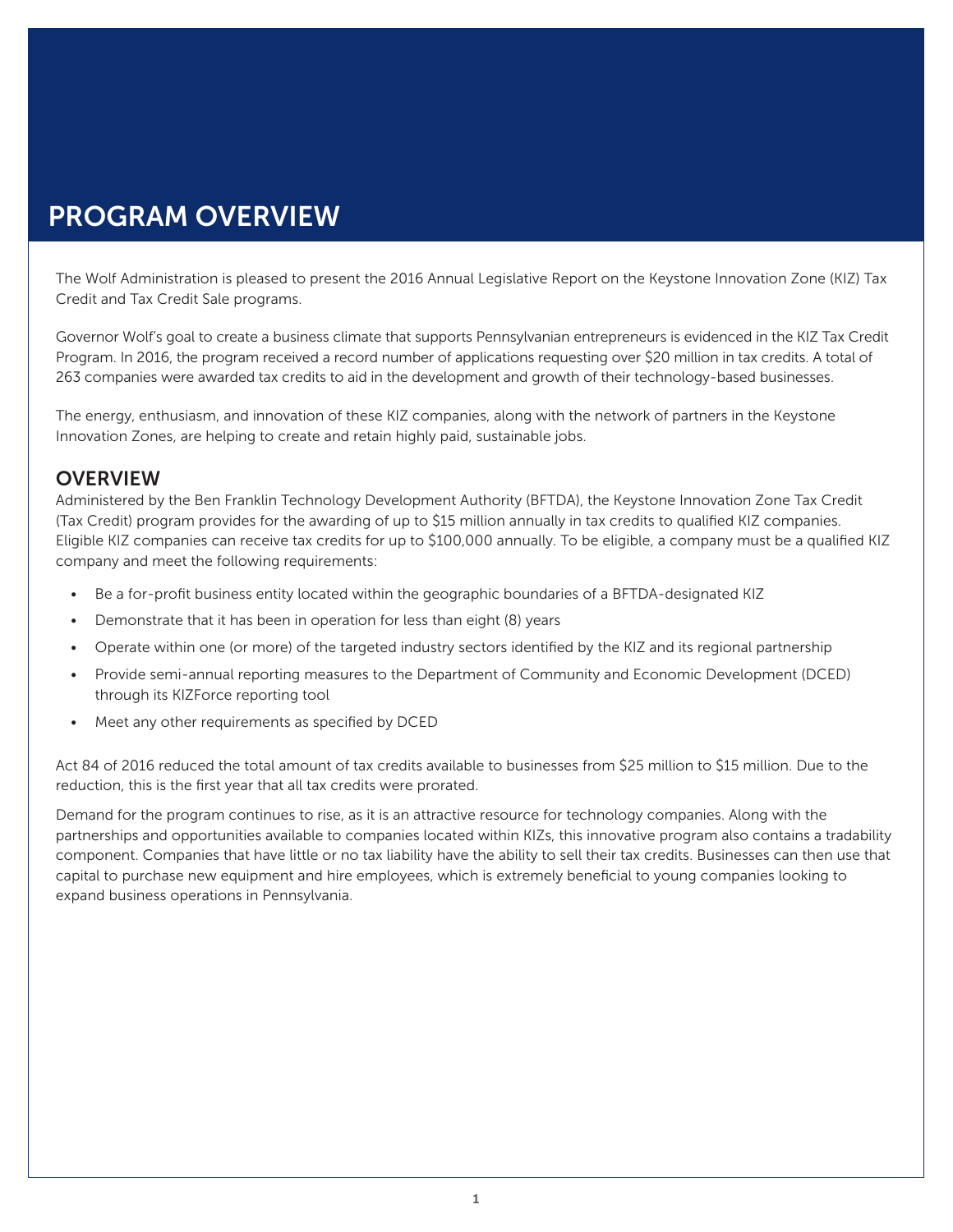# PROGRAM OVERVIEW

The Wolf Administration is pleased to present the 2016 Annual Legislative Report on the Keystone Innovation Zone (KIZ) Tax Credit and Tax Credit Sale programs.

Governor Wolf's goal to create a business climate that supports Pennsylvanian entrepreneurs is evidenced in the KIZ Tax Credit Program. In 2016, the program received a record number of applications requesting over $20 million in tax credits. A total of 263 companies were awarded tax credits to aid in the development and growth of their technology-based businesses.

The energy, enthusiasm, and innovation of these KIZ companies, along with the network of partners in the Keystone Innovation Zones, are helping to create and retain highly paid, sustainable jobs.

## OVERVIEW

Administered by the Ben Franklin Technology Development Authority (BFTDA), the Keystone Innovation Zone Tax Credit (Tax Credit) program provides for the awarding of up to $15 million annually in tax credits to qualified KIZ companies. Eligible KIZ companies can receive tax credits for up to $100,000 annually. To be eligible, a company must be a qualified KIZ company and meet the following requirements:

- Be a for-profit business entity located within the geographic boundaries of a BFTDA-designated KIZ
- Demonstrate that it has been in operation for less than eight (8) years
- Operate within one (or more) of the targeted industry sectors identified by the KIZ and its regional partnership
- Provide semi-annual reporting measures to the Department of Community and Economic Development (DCED) through its KIZForce reporting tool
- Meet any other requirements as specified by DCED

Act 84 of 2016 reduced the total amount of tax credits available to businesses from $25 million to $15 million. Due to the reduction, this is the first year that all tax credits were prorated.

Demand for the program continues to rise, as it is an attractive resource for technology companies. Along with the partnerships and opportunities available to companies located within KIZs, this innovative program also contains a tradability component. Companies that have little or no tax liability have the ability to sell their tax credits. Businesses can then use that capital to purchase new equipment and hire employees, which is extremely beneficial to young companies looking to expand business operations in Pennsylvania.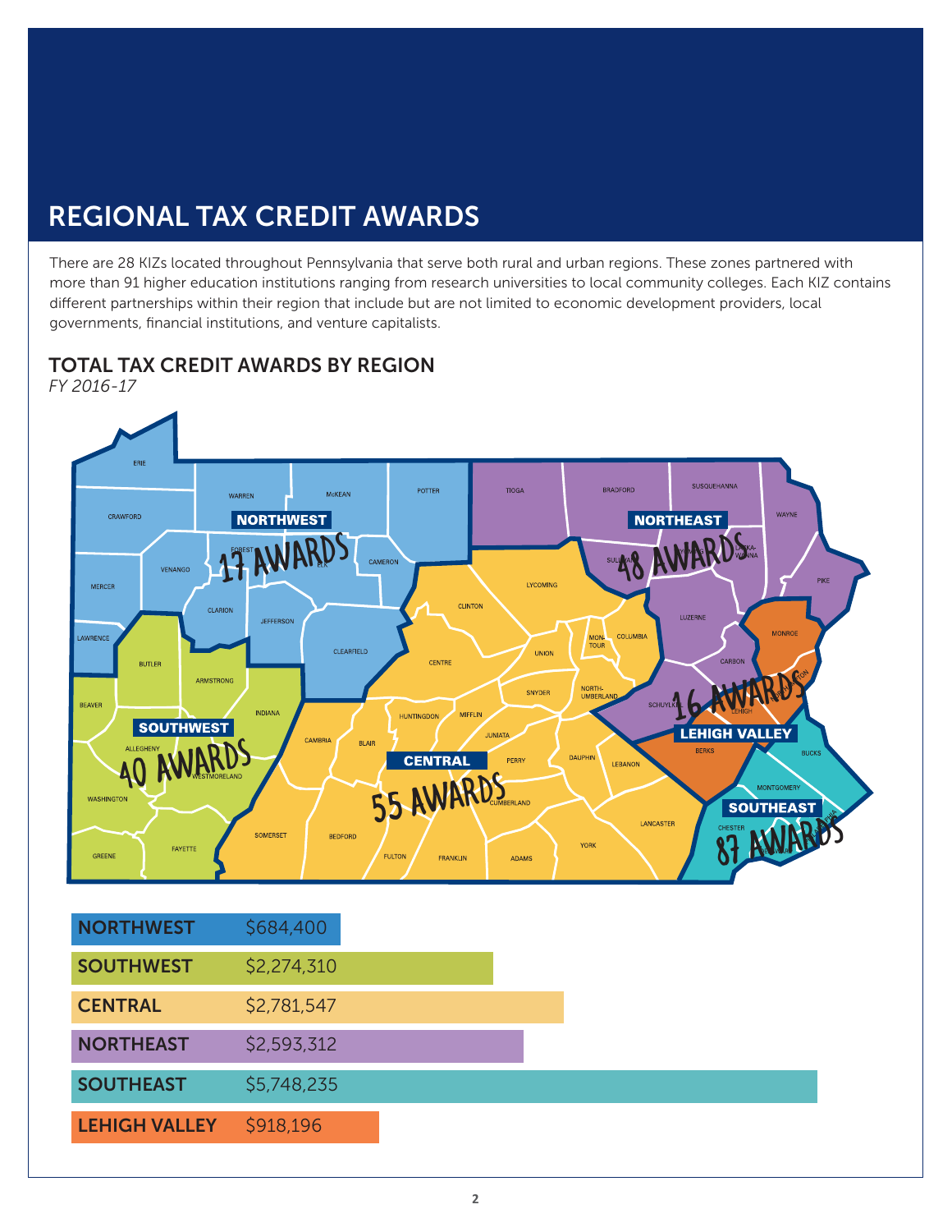# REGIONAL TAX CREDIT AWARDS

There are 28 KIZs located throughout Pennsylvania that serve both rural and urban regions. These zones partnered with more than 91 higher education institutions ranging from research universities to local community colleges. Each KIZ contains different partnerships within their region that include but are not limited to economic development providers, local governments, financial institutions, and venture capitalists.

## TOTAL TAX CREDIT AWARDS BY REGION

*FY 2016-17*

NORTHWEST 17 AWARDS

NORTHEAST 48 AWARDS

SOUTHWEST 40 AWARDS

CENTRAL 55 AWARDS

LEHIGH VALLEY 16 AWARDS

SOUTHEAST 87 AWARDS

| Region | Amount |
|---|---|
| NORTHWEST | $684,400 |
| SOUTHWEST | $2,274,310 |
| CENTRAL | $2,781,547 |
| NORTHEAST | $2,593,312 |
| SOUTHEAST | $5,748,235 |
| LEHIGH VALLEY | $918,196 |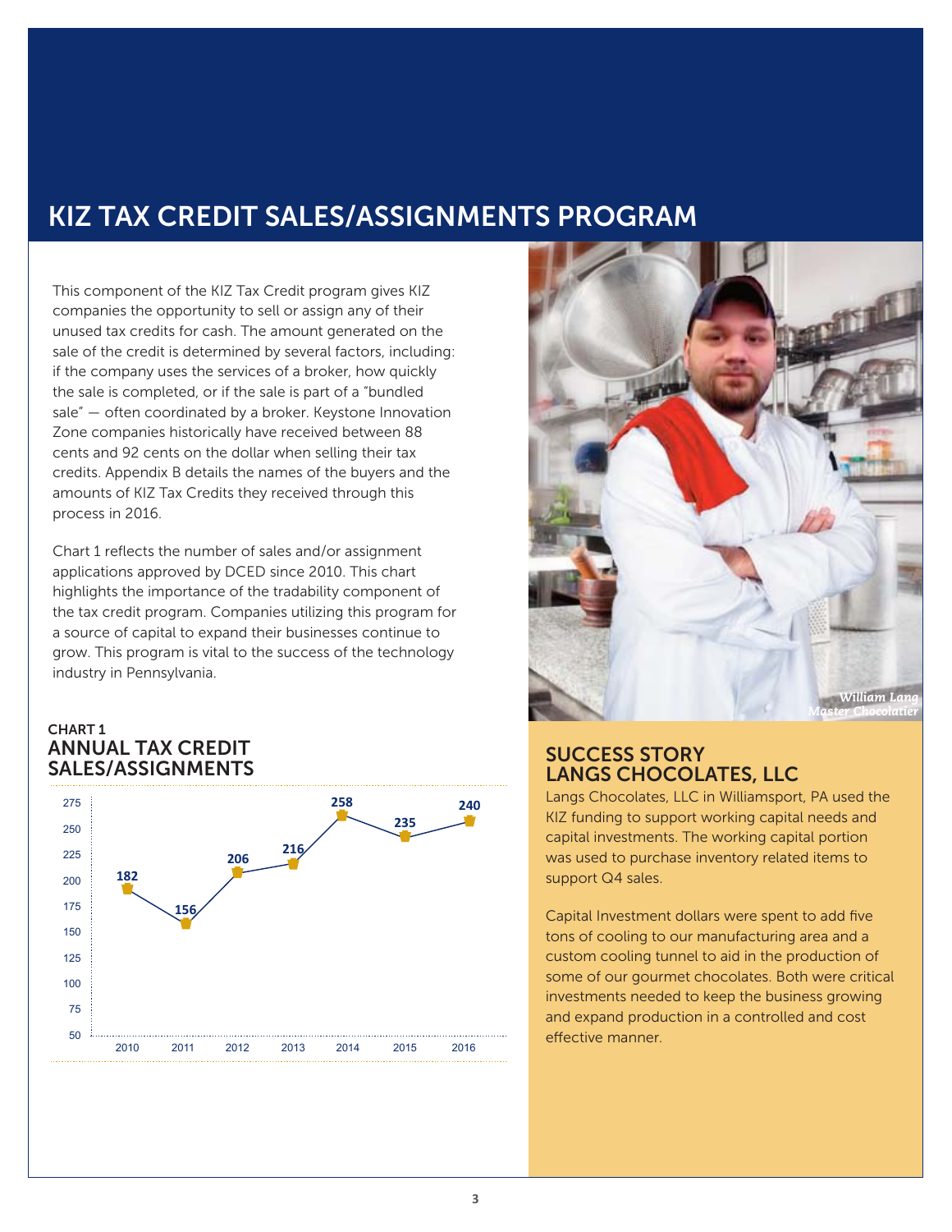# KIZ TAX CREDIT SALES/ASSIGNMENTS PROGRAM

This component of the KIZ Tax Credit program gives KIZ companies the opportunity to sell or assign any of their unused tax credits for cash. The amount generated on the sale of the credit is determined by several factors, including: if the company uses the services of a broker, how quickly the sale is completed, or if the sale is part of a "bundled sale" — often coordinated by a broker. Keystone Innovation Zone companies historically have received between 88 cents and 92 cents on the dollar when selling their tax credits. Appendix B details the names of the buyers and the amounts of KIZ Tax Credits they received through this process in 2016.

Chart 1 reflects the number of sales and/or assignment applications approved by DCED since 2010. This chart highlights the importance of the tradability component of the tax credit program. Companies utilizing this program for a source of capital to expand their businesses continue to grow. This program is vital to the success of the technology industry in Pennsylvania.

### CHART 1
## ANNUAL TAX CREDIT SALES/ASSIGNMENTS

| Year | Sales/Assignments |
|---|---|
| 2010 | 182 |
| 2011 | 156 |
| 2012 | 206 |
| 2013 | 216 |
| 2014 | 258 |
| 2015 | 235 |
| 2016 | 240 |

*William Lang*
*Master Chocolatier*

## SUCCESS STORY
## LANGS CHOCOLATES, LLC

Langs Chocolates, LLC in Williamsport, PA used the KIZ funding to support working capital needs and capital investments. The working capital portion was used to purchase inventory related items to support Q4 sales.

Capital Investment dollars were spent to add five tons of cooling to our manufacturing area and a custom cooling tunnel to aid in the production of some of our gourmet chocolates. Both were critical investments needed to keep the business growing and expand production in a controlled and cost effective manner.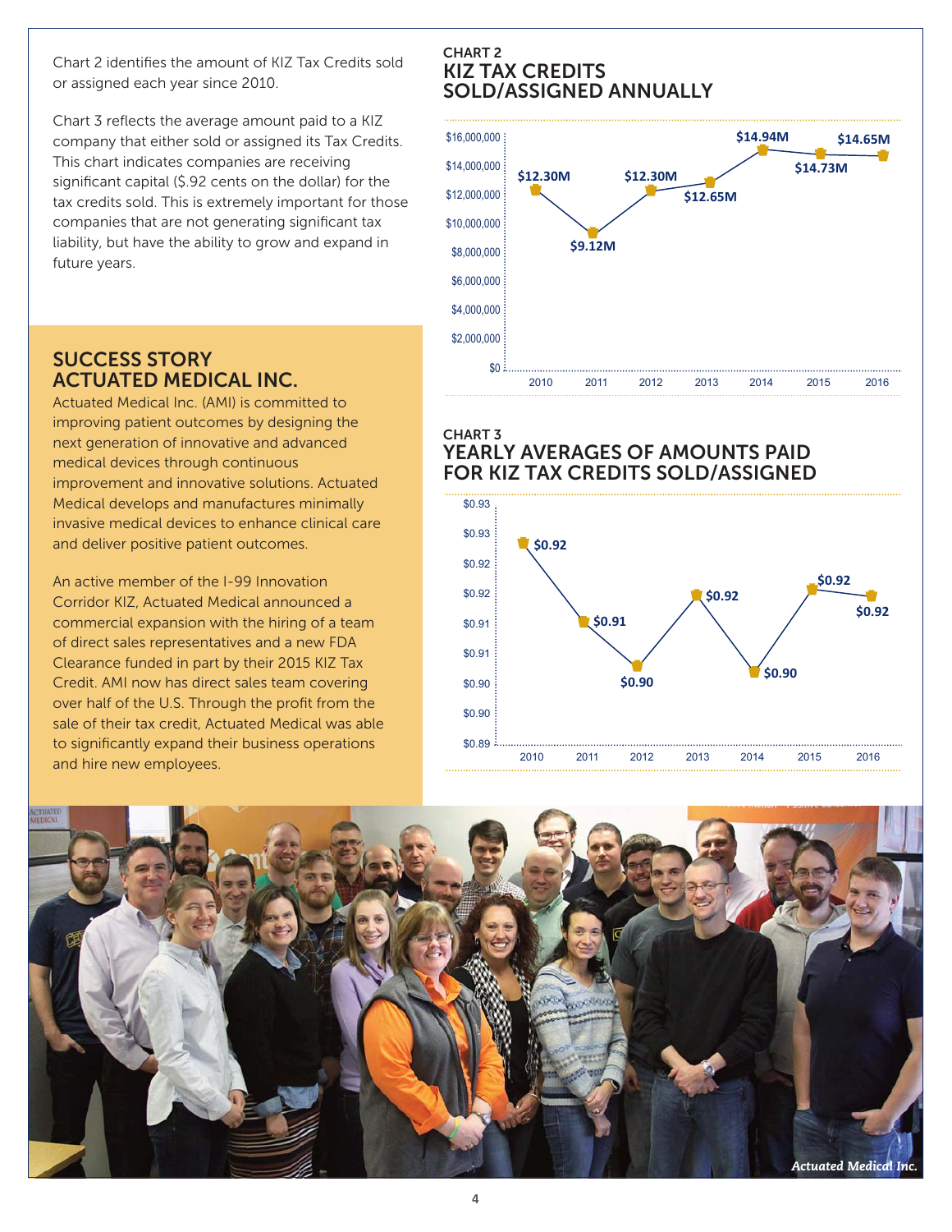Chart 2 identifies the amount of KIZ Tax Credits sold or assigned each year since 2010.

Chart 3 reflects the average amount paid to a KIZ company that either sold or assigned its Tax Credits. This chart indicates companies are receiving significant capital ($.92 cents on the dollar) for the tax credits sold. This is extremely important for those companies that are not generating significant tax liability, but have the ability to grow and expand in future years.

## SUCCESS STORY ACTUATED MEDICAL INC.

Actuated Medical Inc. (AMI) is committed to improving patient outcomes by designing the next generation of innovative and advanced medical devices through continuous improvement and innovative solutions. Actuated Medical develops and manufactures minimally invasive medical devices to enhance clinical care and deliver positive patient outcomes.

An active member of the I-99 Innovation Corridor KIZ, Actuated Medical announced a commercial expansion with the hiring of a team of direct sales representatives and a new FDA Clearance funded in part by their 2015 KIZ Tax Credit. AMI now has direct sales team covering over half of the U.S. Through the profit from the sale of their tax credit, Actuated Medical was able to significantly expand their business operations and hire new employees.

### CHART 2
### KIZ TAX CREDITS SOLD/ASSIGNED ANNUALLY

| Year | Amount |
|---|---|
| 2010 | $12.30M |
| 2011 | $9.12M |
| 2012 | $12.30M |
| 2013 | $12.65M |
| 2014 | $14.94M |
| 2015 | $14.73M |
| 2016 | $14.65M |

### CHART 3
### YEARLY AVERAGES OF AMOUNTS PAID FOR KIZ TAX CREDITS SOLD/ASSIGNED

| Year | Average |
|---|---|
| 2010 | $0.92 |
| 2011 | $0.91 |
| 2012 | $0.90 |
| 2013 | $0.92 |
| 2014 | $0.90 |
| 2015 | $0.92 |
| 2016 | $0.92 |

*Actuated Medical Inc.*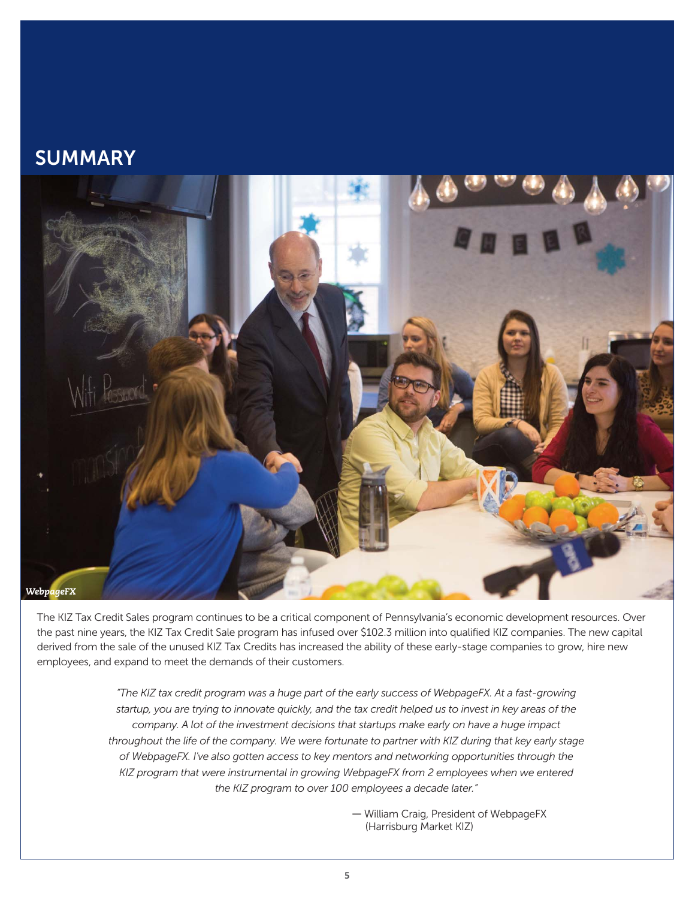## SUMMARY

*WebpageFX*

The KIZ Tax Credit Sales program continues to be a critical component of Pennsylvania's economic development resources. Over the past nine years, the KIZ Tax Credit Sale program has infused over $102.3 million into qualified KIZ companies. The new capital derived from the sale of the unused KIZ Tax Credits has increased the ability of these early-stage companies to grow, hire new employees, and expand to meet the demands of their customers.

> *"The KIZ tax credit program was a huge part of the early success of WebpageFX. At a fast-growing startup, you are trying to innovate quickly, and the tax credit helped us to invest in key areas of the company. A lot of the investment decisions that startups make early on have a huge impact throughout the life of the company. We were fortunate to partner with KIZ during that key stage of WebpageFX. I've also gotten access to key mentors and networking opportunities through the KIZ program that were instrumental in growing WebpageFX from 2 employees when we entered the KIZ program to over 100 employees a decade later."*
>
> — William Craig, President of WebpageFX (Harrisburg Market KIZ)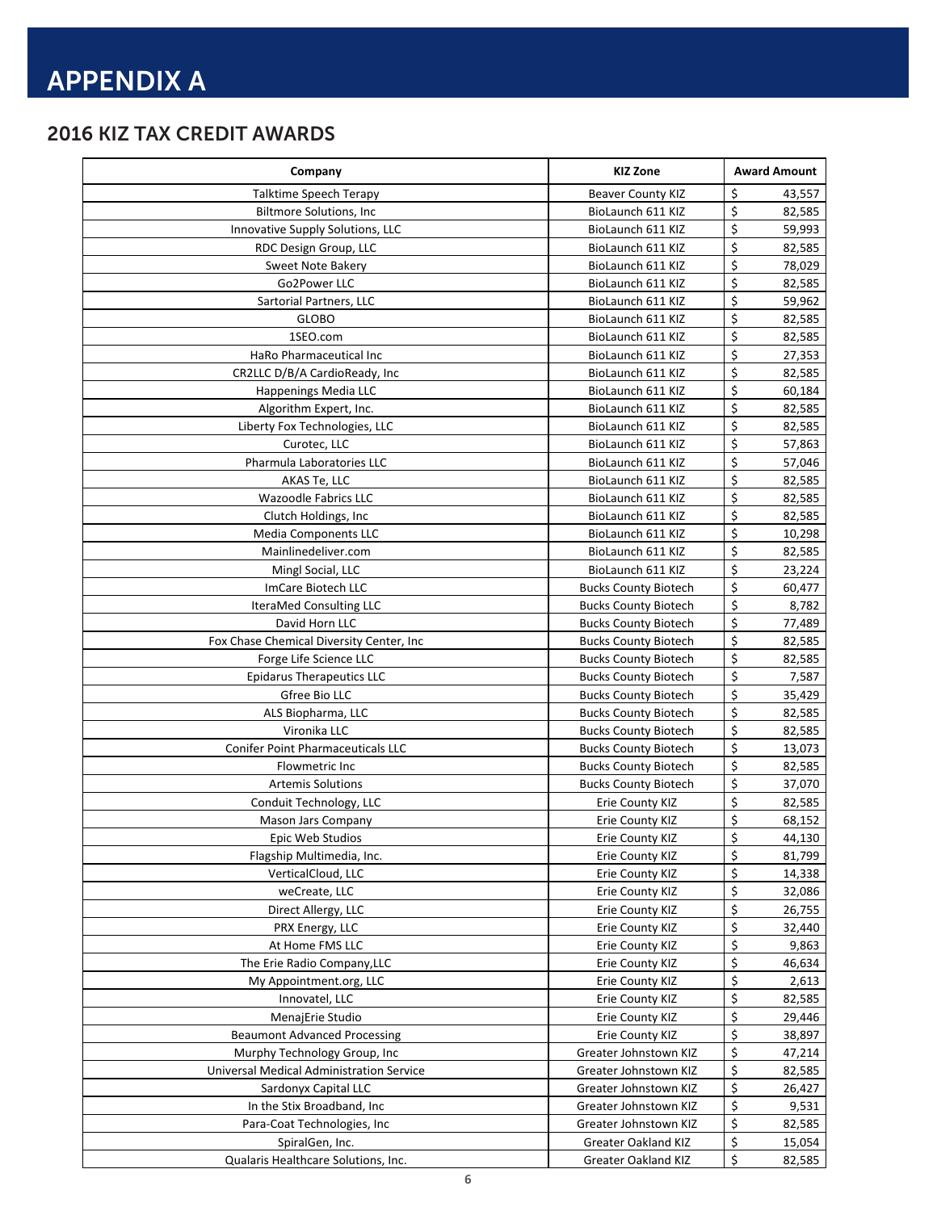# APPENDIX A

## 2016 KIZ TAX CREDIT AWARDS

| Company | KIZ Zone | Award Amount |
|---|---|---|
| Talktime Speech Terapy | Beaver County KIZ | $ 43,557 |
| Biltmore Solutions, Inc | BioLaunch 611 KIZ | $ 82,585 |
| Innovative Supply Solutions, LLC | BioLaunch 611 KIZ | $ 59,993 |
| RDC Design Group, LLC | BioLaunch 611 KIZ | $ 82,585 |
| Sweet Note Bakery | BioLaunch 611 KIZ | $ 78,029 |
| Go2Power LLC | BioLaunch 611 KIZ | $ 82,585 |
| Sartorial Partners, LLC | BioLaunch 611 KIZ | $ 59,962 |
| GLOBO | BioLaunch 611 KIZ | $ 82,585 |
| 1SEO.com | BioLaunch 611 KIZ | $ 82,585 |
| HaRo Pharmaceutical Inc | BioLaunch 611 KIZ | $ 27,353 |
| CR2LLC D/B/A CardioReady, Inc | BioLaunch 611 KIZ | $ 82,585 |
| Happenings Media LLC | BioLaunch 611 KIZ | $ 60,184 |
| Algorithm Expert, Inc. | BioLaunch 611 KIZ | $ 82,585 |
| Liberty Fox Technologies, LLC | BioLaunch 611 KIZ | $ 82,585 |
| Curotec, LLC | BioLaunch 611 KIZ | $ 57,863 |
| Pharmula Laboratories LLC | BioLaunch 611 KIZ | $ 57,046 |
| AKAS Te, LLC | BioLaunch 611 KIZ | $ 82,585 |
| Wazoodle Fabrics LLC | BioLaunch 611 KIZ | $ 82,585 |
| Clutch Holdings, Inc | BioLaunch 611 KIZ | $ 82,585 |
| Media Components LLC | BioLaunch 611 KIZ | $ 10,298 |
| Mainlinedeliver.com | BioLaunch 611 KIZ | $ 82,585 |
| Mingl Social, LLC | BioLaunch 611 KIZ | $ 23,224 |
| ImCare Biotech LLC | Bucks County Biotech | $ 60,477 |
| IteraMed Consulting LLC | Bucks County Biotech | $ 8,782 |
| David Horn LLC | Bucks County Biotech | $ 77,489 |
| Fox Chase Chemical Diversity Center, Inc | Bucks County Biotech | $ 82,585 |
| Forge Life Science LLC | Bucks County Biotech | $ 82,585 |
| Epidarus Therapeutics LLC | Bucks County Biotech | $ 7,587 |
| Gfree Bio LLC | Bucks County Biotech | $ 35,429 |
| ALS Biopharma, LLC | Bucks County Biotech | $ 82,585 |
| Vironika LLC | Bucks County Biotech | $ 82,585 |
| Conifer Point Pharmaceuticals LLC | Bucks County Biotech | $ 13,073 |
| Flowmetric Inc | Bucks County Biotech | $ 82,585 |
| Artemis Solutions | Bucks County Biotech | $ 37,070 |
| Conduit Technology, LLC | Erie County KIZ | $ 82,585 |
| Mason Jars Company | Erie County KIZ | $ 68,152 |
| Epic Web Studios | Erie County KIZ | $ 44,130 |
| Flagship Multimedia, Inc. | Erie County KIZ | $ 81,799 |
| VerticalCloud, LLC | Erie County KIZ | $ 14,338 |
| weCreate, LLC | Erie County KIZ | $ 32,086 |
| Direct Allergy, LLC | Erie County KIZ | $ 26,755 |
| PRX Energy, LLC | Erie County KIZ | $ 32,440 |
| At Home FMS LLC | Erie County KIZ | $ 9,863 |
| The Erie Radio Company,LLC | Erie County KIZ | $ 46,634 |
| My Appointment.org, LLC | Erie County KIZ | $ 2,613 |
| Innovatel, LLC | Erie County KIZ | $ 82,585 |
| MenajErie Studio | Erie County KIZ | $ 29,446 |
| Beaumont Advanced Processing | Erie County KIZ | $ 38,897 |
| Murphy Technology Group, Inc | Greater Johnstown KIZ | $ 47,214 |
| Universal Medical Administration Service | Greater Johnstown KIZ | $ 82,585 |
| Sardonyx Capital LLC | Greater Johnstown KIZ | $ 26,427 |
| In the Stix Broadband, Inc | Greater Johnstown KIZ | $ 9,531 |
| Para-Coat Technologies, Inc | Greater Johnstown KIZ | $ 82,585 |
| SpiralGen, Inc. | Greater Oakland KIZ | $ 15,054 |
| Qualaris Healthcare Solutions, Inc. | Greater Oakland KIZ | $ 82,585 |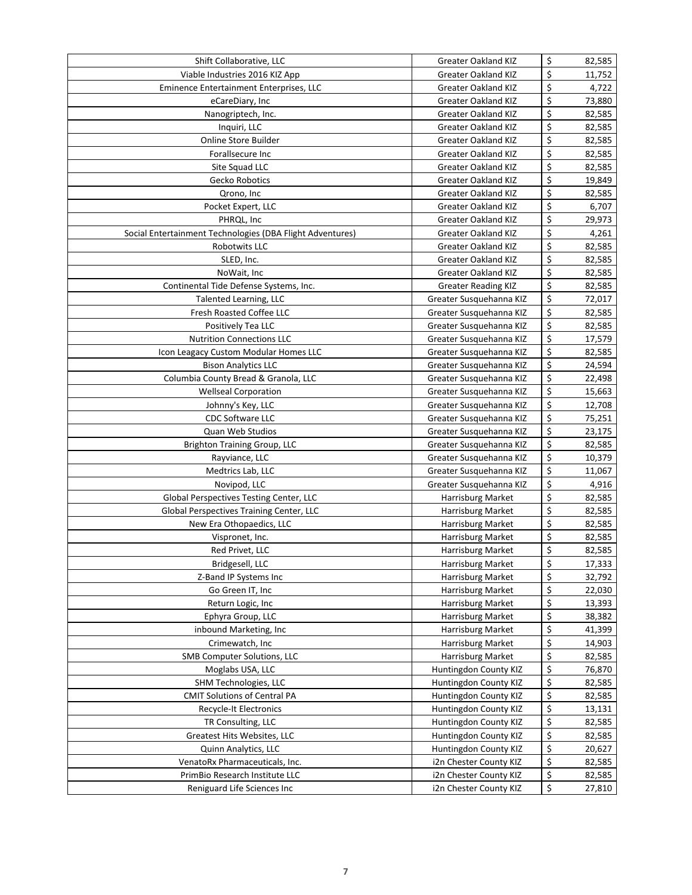| | | |
|---|---|---|
| Shift Collaborative, LLC | Greater Oakland KIZ | $ 82,585 |
| Viable Industries 2016 KIZ App | Greater Oakland KIZ | $ 11,752 |
| Eminence Entertainment Enterprises, LLC | Greater Oakland KIZ | $ 4,722 |
| eCareDiary, Inc | Greater Oakland KIZ | $ 73,880 |
| Nanogriptech, Inc. | Greater Oakland KIZ | $ 82,585 |
| Inquiri, LLC | Greater Oakland KIZ | $ 82,585 |
| Online Store Builder | Greater Oakland KIZ | $ 82,585 |
| Forallsecure Inc | Greater Oakland KIZ | $ 82,585 |
| Site Squad LLC | Greater Oakland KIZ | $ 82,585 |
| Gecko Robotics | Greater Oakland KIZ | $ 19,849 |
| Qrono, Inc | Greater Oakland KIZ | $ 82,585 |
| Pocket Expert, LLC | Greater Oakland KIZ | $ 6,707 |
| PHRQL, Inc | Greater Oakland KIZ | $ 29,973 |
| Social Entertainment Technologies (DBA Flight Adventures) | Greater Oakland KIZ | $ 4,261 |
| Robotwits LLC | Greater Oakland KIZ | $ 82,585 |
| SLED, Inc. | Greater Oakland KIZ | $ 82,585 |
| NoWait, Inc | Greater Oakland KIZ | $ 82,585 |
| Continental Tide Defense Systems, Inc. | Greater Reading KIZ | $ 82,585 |
| Talented Learning, LLC | Greater Susquehanna KIZ | $ 72,017 |
| Fresh Roasted Coffee LLC | Greater Susquehanna KIZ | $ 82,585 |
| Positively Tea LLC | Greater Susquehanna KIZ | $ 82,585 |
| Nutrition Connections LLC | Greater Susquehanna KIZ | $ 17,579 |
| Icon Leagacy Custom Modular Homes LLC | Greater Susquehanna KIZ | $ 82,585 |
| Bison Analytics LLC | Greater Susquehanna KIZ | $ 24,594 |
| Columbia County Bread & Granola, LLC | Greater Susquehanna KIZ | $ 22,498 |
| Wellseal Corporation | Greater Susquehanna KIZ | $ 15,663 |
| Johnny's Key, LLC | Greater Susquehanna KIZ | $ 12,708 |
| CDC Software LLC | Greater Susquehanna KIZ | $ 75,251 |
| Quan Web Studios | Greater Susquehanna KIZ | $ 23,175 |
| Brighton Training Group, LLC | Greater Susquehanna KIZ | $ 82,585 |
| Rayviance, LLC | Greater Susquehanna KIZ | $ 10,379 |
| Medtrics Lab, LLC | Greater Susquehanna KIZ | $ 11,067 |
| Novipod, LLC | Greater Susquehanna KIZ | $ 4,916 |
| Global Perspectives Testing Center, LLC | Harrisburg Market | $ 82,585 |
| Global Perspectives Training Center, LLC | Harrisburg Market | $ 82,585 |
| New Era Othopaedics, LLC | Harrisburg Market | $ 82,585 |
| Vispronet, Inc. | Harrisburg Market | $ 82,585 |
| Red Privet, LLC | Harrisburg Market | $ 82,585 |
| Bridgesell, LLC | Harrisburg Market | $ 17,333 |
| Z-Band IP Systems Inc | Harrisburg Market | $ 32,792 |
| Go Green IT, Inc | Harrisburg Market | $ 22,030 |
| Return Logic, Inc | Harrisburg Market | $ 13,393 |
| Ephyra Group, LLC | Harrisburg Market | $ 38,382 |
| inbound Marketing, Inc | Harrisburg Market | $ 41,399 |
| Crimewatch, Inc | Harrisburg Market | $ 14,903 |
| SMB Computer Solutions, LLC | Harrisburg Market | $ 82,585 |
| Moglabs USA, LLC | Huntingdon County KIZ | $ 76,870 |
| SHM Technologies, LLC | Huntingdon County KIZ | $ 82,585 |
| CMIT Solutions of Central PA | Huntingdon County KIZ | $ 82,585 |
| Recycle-It Electronics | Huntingdon County KIZ | $ 13,131 |
| TR Consulting, LLC | Huntingdon County KIZ | $ 82,585 |
| Greatest Hits Websites, LLC | Huntingdon County KIZ | $ 82,585 |
| Quinn Analytics, LLC | Huntingdon County KIZ | $ 20,627 |
| VenatoRx Pharmaceuticals, Inc. | i2n Chester County KIZ | $ 82,585 |
| PrimBio Research Institute LLC | i2n Chester County KIZ | $ 82,585 |
| Reniguard Life Sciences Inc | i2n Chester County KIZ | $ 27,810 |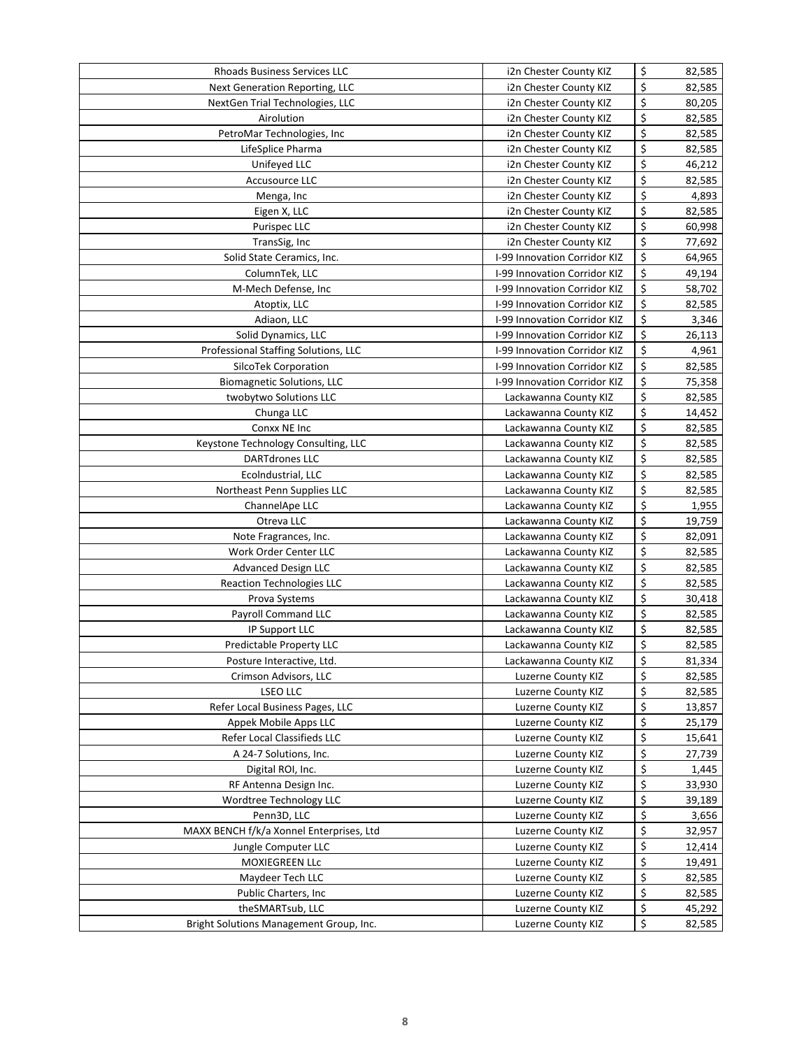| | | | |
|---|---|---|---|
| Rhoads Business Services LLC | i2n Chester County KIZ | $ | 82,585 |
| Next Generation Reporting, LLC | i2n Chester County KIZ | $ | 82,585 |
| NextGen Trial Technologies, LLC | i2n Chester County KIZ | $ | 80,205 |
| Airolution | i2n Chester County KIZ | $ | 82,585 |
| PetroMar Technologies, Inc | i2n Chester County KIZ | $ | 82,585 |
| LifeSplice Pharma | i2n Chester County KIZ | $ | 82,585 |
| Unifeyed LLC | i2n Chester County KIZ | $ | 46,212 |
| Accusource LLC | i2n Chester County KIZ | $ | 82,585 |
| Menga, Inc | i2n Chester County KIZ | $ | 4,893 |
| Eigen X, LLC | i2n Chester County KIZ | $ | 82,585 |
| Purispec LLC | i2n Chester County KIZ | $ | 60,998 |
| TransSig, Inc | i2n Chester County KIZ | $ | 77,692 |
| Solid State Ceramics, Inc. | I-99 Innovation Corridor KIZ | $ | 64,965 |
| ColumnTek, LLC | I-99 Innovation Corridor KIZ | $ | 49,194 |
| M-Mech Defense, Inc | I-99 Innovation Corridor KIZ | $ | 58,702 |
| Atoptix, LLC | I-99 Innovation Corridor KIZ | $ | 82,585 |
| Adiaon, LLC | I-99 Innovation Corridor KIZ | $ | 3,346 |
| Solid Dynamics, LLC | I-99 Innovation Corridor KIZ | $ | 26,113 |
| Professional Staffing Solutions, LLC | I-99 Innovation Corridor KIZ | $ | 4,961 |
| SilcoTek Corporation | I-99 Innovation Corridor KIZ | $ | 82,585 |
| Biomagnetic Solutions, LLC | I-99 Innovation Corridor KIZ | $ | 75,358 |
| twobytwo Solutions LLC | Lackawanna County KIZ | $ | 82,585 |
| Chunga LLC | Lackawanna County KIZ | $ | 14,452 |
| Conxx NE Inc | Lackawanna County KIZ | $ | 82,585 |
| Keystone Technology Consulting, LLC | Lackawanna County KIZ | $ | 82,585 |
| DARTdrones LLC | Lackawanna County KIZ | $ | 82,585 |
| EcoIndustrial, LLC | Lackawanna County KIZ | $ | 82,585 |
| Northeast Penn Supplies LLC | Lackawanna County KIZ | $ | 82,585 |
| ChannelApe LLC | Lackawanna County KIZ | $ | 1,955 |
| Otreva LLC | Lackawanna County KIZ | $ | 19,759 |
| Note Fragrances, Inc. | Lackawanna County KIZ | $ | 82,091 |
| Work Order Center LLC | Lackawanna County KIZ | $ | 82,585 |
| Advanced Design LLC | Lackawanna County KIZ | $ | 82,585 |
| Reaction Technologies LLC | Lackawanna County KIZ | $ | 82,585 |
| Prova Systems | Lackawanna County KIZ | $ | 30,418 |
| Payroll Command LLC | Lackawanna County KIZ | $ | 82,585 |
| IP Support LLC | Lackawanna County KIZ | $ | 82,585 |
| Predictable Property LLC | Lackawanna County KIZ | $ | 82,585 |
| Posture Interactive, Ltd. | Lackawanna County KIZ | $ | 81,334 |
| Crimson Advisors, LLC | Luzerne County KIZ | $ | 82,585 |
| LSEO LLC | Luzerne County KIZ | $ | 82,585 |
| Refer Local Business Pages, LLC | Luzerne County KIZ | $ | 13,857 |
| Appek Mobile Apps LLC | Luzerne County KIZ | $ | 25,179 |
| Refer Local Classifieds LLC | Luzerne County KIZ | $ | 15,641 |
| A 24-7 Solutions, Inc. | Luzerne County KIZ | $ | 27,739 |
| Digital ROI, Inc. | Luzerne County KIZ | $ | 1,445 |
| RF Antenna Design Inc. | Luzerne County KIZ | $ | 33,930 |
| Wordtree Technology LLC | Luzerne County KIZ | $ | 39,189 |
| Penn3D, LLC | Luzerne County KIZ | $ | 3,656 |
| MAXX BENCH f/k/a Xonnel Enterprises, Ltd | Luzerne County KIZ | $ | 32,957 |
| Jungle Computer LLC | Luzerne County KIZ | $ | 12,414 |
| MOXIEGREEN LLc | Luzerne County KIZ | $ | 19,491 |
| Maydeer Tech LLC | Luzerne County KIZ | $ | 82,585 |
| Public Charters, Inc | Luzerne County KIZ | $ | 82,585 |
| theSMARTsub, LLC | Luzerne County KIZ | $ | 45,292 |
| Bright Solutions Management Group, Inc. | Luzerne County KIZ | $ | 82,585 |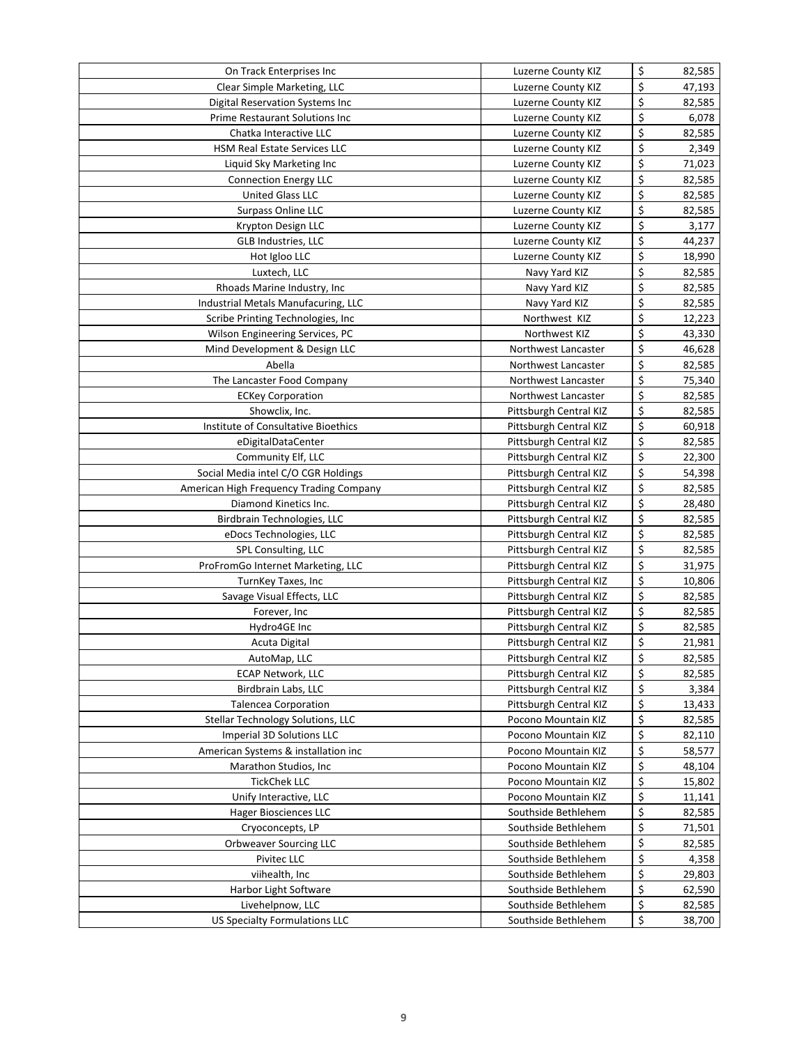| | | | |
|---|---|---|---|
| On Track Enterprises Inc | Luzerne County KIZ | $ | 82,585 |
| Clear Simple Marketing, LLC | Luzerne County KIZ | $ | 47,193 |
| Digital Reservation Systems Inc | Luzerne County KIZ | $ | 82,585 |
| Prime Restaurant Solutions Inc | Luzerne County KIZ | $ | 6,078 |
| Chatka Interactive LLC | Luzerne County KIZ | $ | 82,585 |
| HSM Real Estate Services LLC | Luzerne County KIZ | $ | 2,349 |
| Liquid Sky Marketing Inc | Luzerne County KIZ | $ | 71,023 |
| Connection Energy LLC | Luzerne County KIZ | $ | 82,585 |
| United Glass LLC | Luzerne County KIZ | $ | 82,585 |
| Surpass Online LLC | Luzerne County KIZ | $ | 82,585 |
| Krypton Design LLC | Luzerne County KIZ | $ | 3,177 |
| GLB Industries, LLC | Luzerne County KIZ | $ | 44,237 |
| Hot Igloo LLC | Luzerne County KIZ | $ | 18,990 |
| Luxtech, LLC | Navy Yard KIZ | $ | 82,585 |
| Rhoads Marine Industry, Inc | Navy Yard KIZ | $ | 82,585 |
| Industrial Metals Manufacuring, LLC | Navy Yard KIZ | $ | 82,585 |
| Scribe Printing Technologies, Inc | Northwest KIZ | $ | 12,223 |
| Wilson Engineering Services, PC | Northwest KIZ | $ | 43,330 |
| Mind Development & Design LLC | Northwest Lancaster | $ | 46,628 |
| Abella | Northwest Lancaster | $ | 82,585 |
| The Lancaster Food Company | Northwest Lancaster | $ | 75,340 |
| ECKey Corporation | Northwest Lancaster | $ | 82,585 |
| Showclix, Inc. | Pittsburgh Central KIZ | $ | 82,585 |
| Institute of Consultative Bioethics | Pittsburgh Central KIZ | $ | 60,918 |
| eDigitalDataCenter | Pittsburgh Central KIZ | $ | 82,585 |
| Community Elf, LLC | Pittsburgh Central KIZ | $ | 22,300 |
| Social Media intel C/O CGR Holdings | Pittsburgh Central KIZ | $ | 54,398 |
| American High Frequency Trading Company | Pittsburgh Central KIZ | $ | 82,585 |
| Diamond Kinetics Inc. | Pittsburgh Central KIZ | $ | 28,480 |
| Birdbrain Technologies, LLC | Pittsburgh Central KIZ | $ | 82,585 |
| eDocs Technologies, LLC | Pittsburgh Central KIZ | $ | 82,585 |
| SPL Consulting, LLC | Pittsburgh Central KIZ | $ | 82,585 |
| ProFromGo Internet Marketing, LLC | Pittsburgh Central KIZ | $ | 31,975 |
| TurnKey Taxes, Inc | Pittsburgh Central KIZ | $ | 10,806 |
| Savage Visual Effects, LLC | Pittsburgh Central KIZ | $ | 82,585 |
| Forever, Inc | Pittsburgh Central KIZ | $ | 82,585 |
| Hydro4GE Inc | Pittsburgh Central KIZ | $ | 82,585 |
| Acuta Digital | Pittsburgh Central KIZ | $ | 21,981 |
| AutoMap, LLC | Pittsburgh Central KIZ | $ | 82,585 |
| ECAP Network, LLC | Pittsburgh Central KIZ | $ | 82,585 |
| Birdbrain Labs, LLC | Pittsburgh Central KIZ | $ | 3,384 |
| Talencea Corporation | Pittsburgh Central KIZ | $ | 13,433 |
| Stellar Technology Solutions, LLC | Pocono Mountain KIZ | $ | 82,585 |
| Imperial 3D Solutions LLC | Pocono Mountain KIZ | $ | 82,110 |
| American Systems & installation inc | Pocono Mountain KIZ | $ | 58,577 |
| Marathon Studios, Inc | Pocono Mountain KIZ | $ | 48,104 |
| TickChek LLC | Pocono Mountain KIZ | $ | 15,802 |
| Unify Interactive, LLC | Pocono Mountain KIZ | $ | 11,141 |
| Hager Biosciences LLC | Southside Bethlehem | $ | 82,585 |
| Cryoconcepts, LP | Southside Bethlehem | $ | 71,501 |
| Orbweaver Sourcing LLC | Southside Bethlehem | $ | 82,585 |
| Pivitec LLC | Southside Bethlehem | $ | 4,358 |
| viihealth, Inc | Southside Bethlehem | $ | 29,803 |
| Harbor Light Software | Southside Bethlehem | $ | 62,590 |
| Livehelpnow, LLC | Southside Bethlehem | $ | 82,585 |
| US Specialty Formulations LLC | Southside Bethlehem | $ | 38,700 |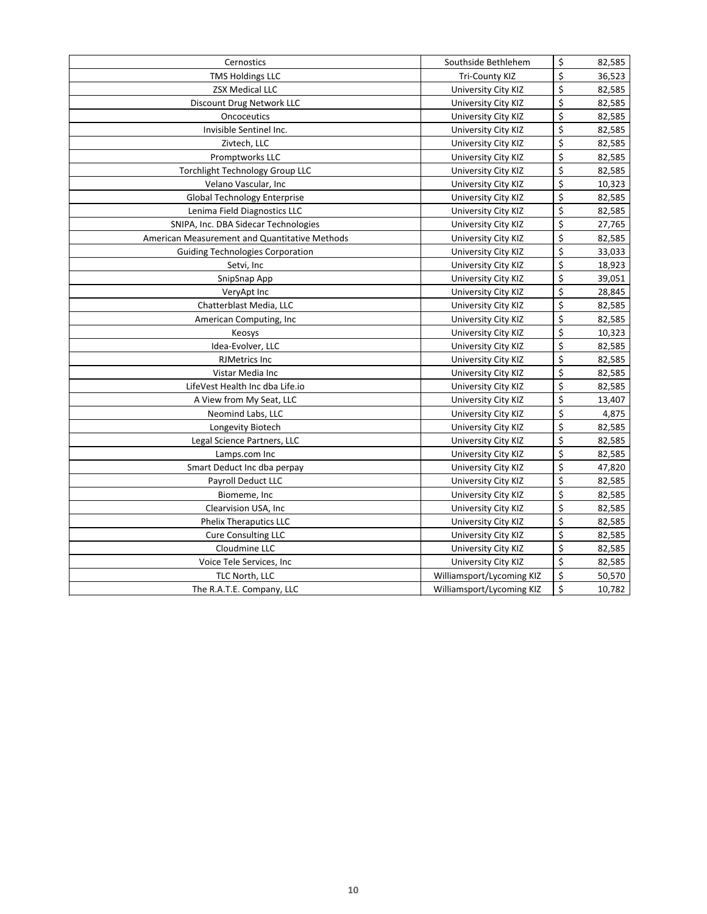| Cernostics | Southside Bethlehem | $ | 82,585 |
|---|---|---|---|
| TMS Holdings LLC | Tri-County KIZ | $ | 36,523 |
| ZSX Medical LLC | University City KIZ | $ | 82,585 |
| Discount Drug Network LLC | University City KIZ | $ | 82,585 |
| Oncoceutics | University City KIZ | $ | 82,585 |
| Invisible Sentinel Inc. | University City KIZ | $ | 82,585 |
| Zivtech, LLC | University City KIZ | $ | 82,585 |
| Promptworks LLC | University City KIZ | $ | 82,585 |
| Torchlight Technology Group LLC | University City KIZ | $ | 82,585 |
| Velano Vascular, Inc | University City KIZ | $ | 10,323 |
| Global Technology Enterprise | University City KIZ | $ | 82,585 |
| Lenima Field Diagnostics LLC | University City KIZ | $ | 82,585 |
| SNIPA, Inc. DBA Sidecar Technologies | University City KIZ | $ | 27,765 |
| American Measurement and Quantitative Methods | University City KIZ | $ | 82,585 |
| Guiding Technologies Corporation | University City KIZ | $ | 33,033 |
| Setvi, Inc | University City KIZ | $ | 18,923 |
| SnipSnap App | University City KIZ | $ | 39,051 |
| VeryApt Inc | University City KIZ | $ | 28,845 |
| Chatterblast Media, LLC | University City KIZ | $ | 82,585 |
| American Computing, Inc | University City KIZ | $ | 82,585 |
| Keosys | University City KIZ | $ | 10,323 |
| Idea-Evolver, LLC | University City KIZ | $ | 82,585 |
| RJMetrics Inc | University City KIZ | $ | 82,585 |
| Vistar Media Inc | University City KIZ | $ | 82,585 |
| LifeVest Health Inc dba Life.io | University City KIZ | $ | 82,585 |
| A View from My Seat, LLC | University City KIZ | $ | 13,407 |
| Neomind Labs, LLC | University City KIZ | $ | 4,875 |
| Longevity Biotech | University City KIZ | $ | 82,585 |
| Legal Science Partners, LLC | University City KIZ | $ | 82,585 |
| Lamps.com Inc | University City KIZ | $ | 82,585 |
| Smart Deduct Inc dba perpay | University City KIZ | $ | 47,820 |
| Payroll Deduct LLC | University City KIZ | $ | 82,585 |
| Biomeme, Inc | University City KIZ | $ | 82,585 |
| Clearvision USA, Inc | University City KIZ | $ | 82,585 |
| Phelix Theraputics LLC | University City KIZ | $ | 82,585 |
| Cure Consulting LLC | University City KIZ | $ | 82,585 |
| Cloudmine LLC | University City KIZ | $ | 82,585 |
| Voice Tele Services, Inc | University City KIZ | $ | 82,585 |
| TLC North, LLC | Williamsport/Lycoming KIZ | $ | 50,570 |
| The R.A.T.E. Company, LLC | Williamsport/Lycoming KIZ | $ | 10,782 |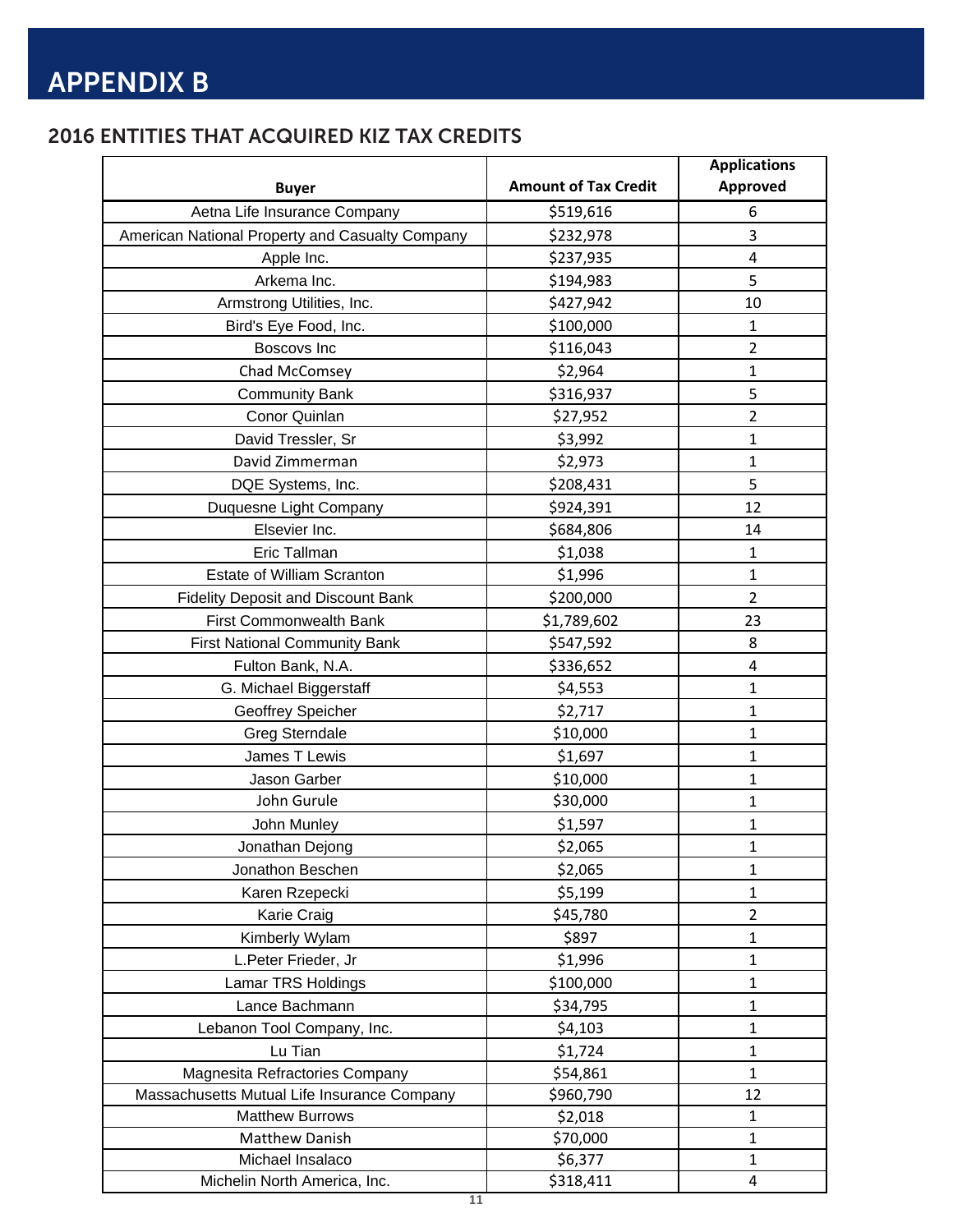# APPENDIX B

## 2016 ENTITIES THAT ACQUIRED KIZ TAX CREDITS

| Buyer | Amount of Tax Credit | Applications Approved |
|---|---|---|
| Aetna Life Insurance Company | $519,616 | 6 |
| American National Property and Casualty Company | $232,978 | 3 |
| Apple Inc. | $237,935 | 4 |
| Arkema Inc. | $194,983 | 5 |
| Armstrong Utilities, Inc. | $427,942 | 10 |
| Bird's Eye Food, Inc. | $100,000 | 1 |
| Boscovs Inc | $116,043 | 2 |
| Chad McComsey | $2,964 | 1 |
| Community Bank | $316,937 | 5 |
| Conor Quinlan | $27,952 | 2 |
| David Tressler, Sr | $3,992 | 1 |
| David Zimmerman | $2,973 | 1 |
| DQE Systems, Inc. | $208,431 | 5 |
| Duquesne Light Company | $924,391 | 12 |
| Elsevier Inc. | $684,806 | 14 |
| Eric Tallman | $1,038 | 1 |
| Estate of William Scranton | $1,996 | 1 |
| Fidelity Deposit and Discount Bank | $200,000 | 2 |
| First Commonwealth Bank | $1,789,602 | 23 |
| First National Community Bank | $547,592 | 8 |
| Fulton Bank, N.A. | $336,652 | 4 |
| G. Michael Biggerstaff | $4,553 | 1 |
| Geoffrey Speicher | $2,717 | 1 |
| Greg Sterndale | $10,000 | 1 |
| James T Lewis | $1,697 | 1 |
| Jason Garber | $10,000 | 1 |
| John Gurule | $30,000 | 1 |
| John Munley | $1,597 | 1 |
| Jonathan Dejong | $2,065 | 1 |
| Jonathon Beschen | $2,065 | 1 |
| Karen Rzepecki | $5,199 | 1 |
| Karie Craig | $45,780 | 2 |
| Kimberly Wylam | $897 | 1 |
| L.Peter Frieder, Jr | $1,996 | 1 |
| Lamar TRS Holdings | $100,000 | 1 |
| Lance Bachmann | $34,795 | 1 |
| Lebanon Tool Company, Inc. | $4,103 | 1 |
| Lu Tian | $1,724 | 1 |
| Magnesita Refractories Company | $54,861 | 1 |
| Massachusetts Mutual Life Insurance Company | $960,790 | 12 |
| Matthew Burrows | $2,018 | 1 |
| Matthew Danish | $70,000 | 1 |
| Michael Insalaco | $6,377 | 1 |
| Michelin North America, Inc. | $318,411 | 4 |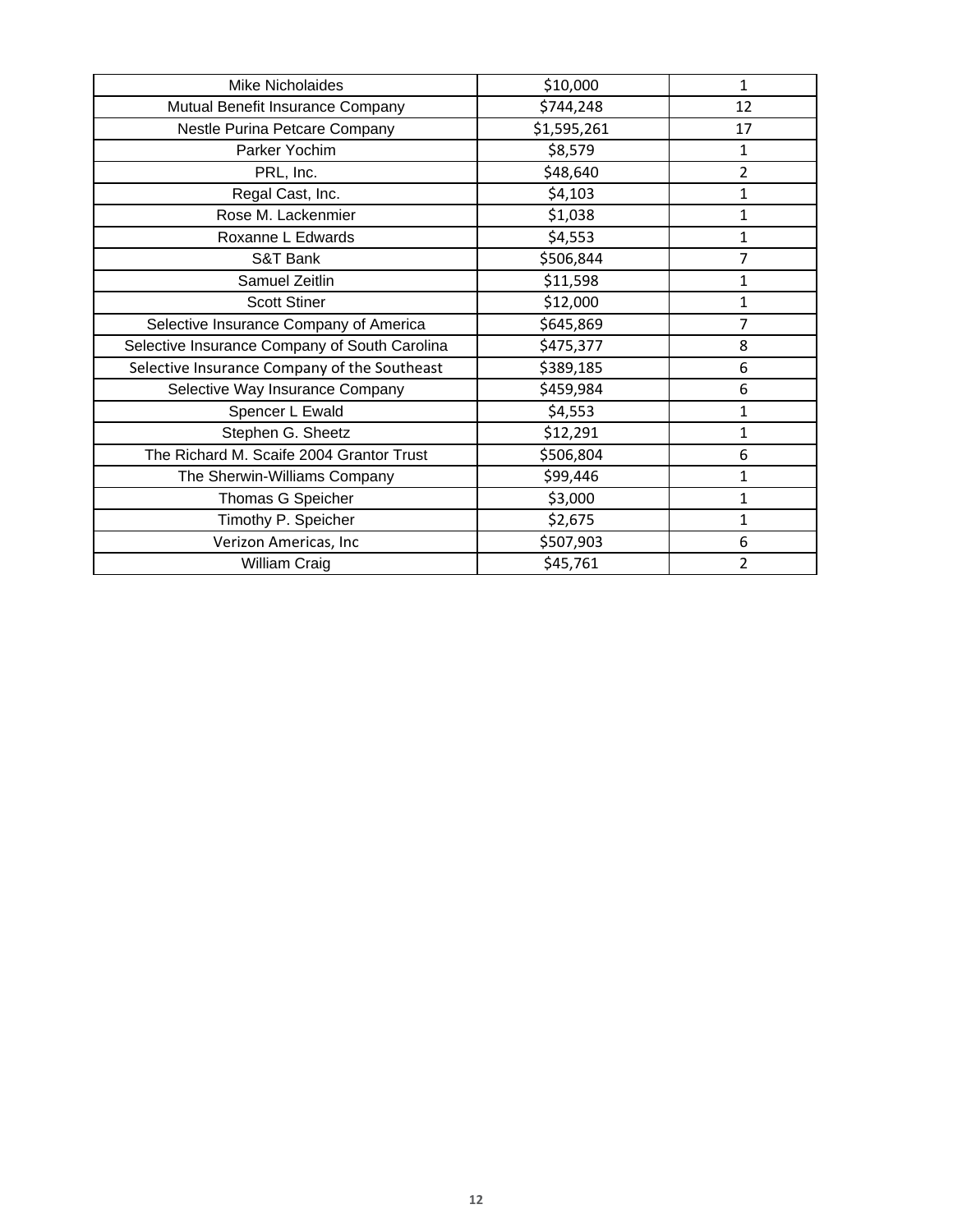| | | |
|---|---|---|
| Mike Nicholaides | $10,000 | 1 |
| Mutual Benefit Insurance Company | $744,248 | 12 |
| Nestle Purina Petcare Company | $1,595,261 | 17 |
| Parker Yochim | $8,579 | 1 |
| PRL, Inc. | $48,640 | 2 |
| Regal Cast, Inc. | $4,103 | 1 |
| Rose M. Lackenmier | $1,038 | 1 |
| Roxanne L Edwards | $4,553 | 1 |
| S&T Bank | $506,844 | 7 |
| Samuel Zeitlin | $11,598 | 1 |
| Scott Stiner | $12,000 | 1 |
| Selective Insurance Company of America | $645,869 | 7 |
| Selective Insurance Company of South Carolina | $475,377 | 8 |
| Selective Insurance Company of the Southeast | $389,185 | 6 |
| Selective Way Insurance Company | $459,984 | 6 |
| Spencer L Ewald | $4,553 | 1 |
| Stephen G. Sheetz | $12,291 | 1 |
| The Richard M. Scaife 2004 Grantor Trust | $506,804 | 6 |
| The Sherwin-Williams Company | $99,446 | 1 |
| Thomas G Speicher | $3,000 | 1 |
| Timothy P. Speicher | $2,675 | 1 |
| Verizon Americas, Inc | $507,903 | 6 |
| William Craig | $45,761 | 2 |